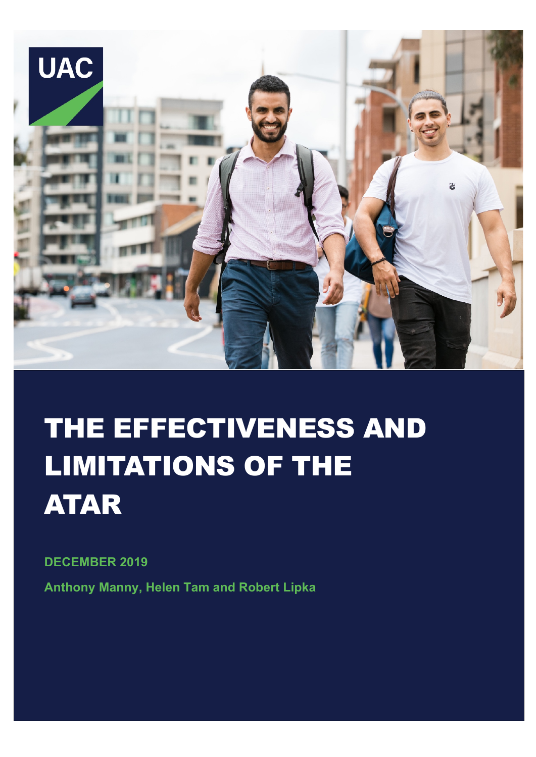UAC

# THE EFFECTIVENESS AND LIMITATIONS OF THE ATAR

**DECEMBER 2019**

**Anthony Manny, Helen Tam and Robert Lipka**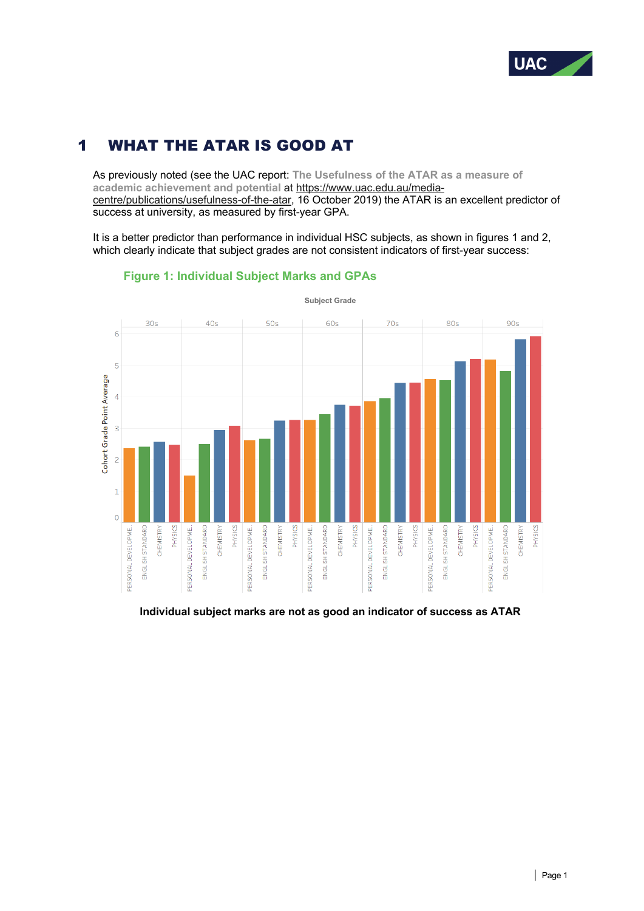# 1 WHAT THE ATAR IS GOOD AT

As previously noted (see the UAC report: **The Usefulness of the ATAR as a measure of academic achievement and potential** at https://www.uac.edu.au/media-centre/publications/usefulness-of-the-atar, 16 October 2019) the ATAR is an excellent predictor of success at university, as measured by first-year GPA.

It is a better predictor than performance in individual HSC subjects, as shown in figures 1 and 2, which clearly indicate that subject grades are not consistent indicators of first-year success:

### Figure 1: Individual Subject Marks and GPAs

**Individual subject marks are not as good an indicator of success as ATAR**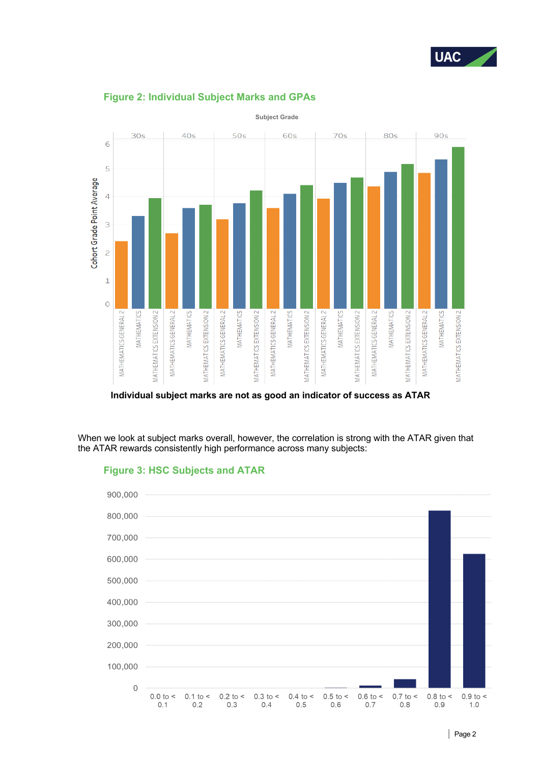## Figure 2: Individual Subject Marks and GPAs

**Individual subject marks are not as good an indicator of success as ATAR**

When we look at subject marks overall, however, the correlation is strong with the ATAR given that the ATAR rewards consistently high performance across many subjects:

## Figure 3: HSC Subjects and ATAR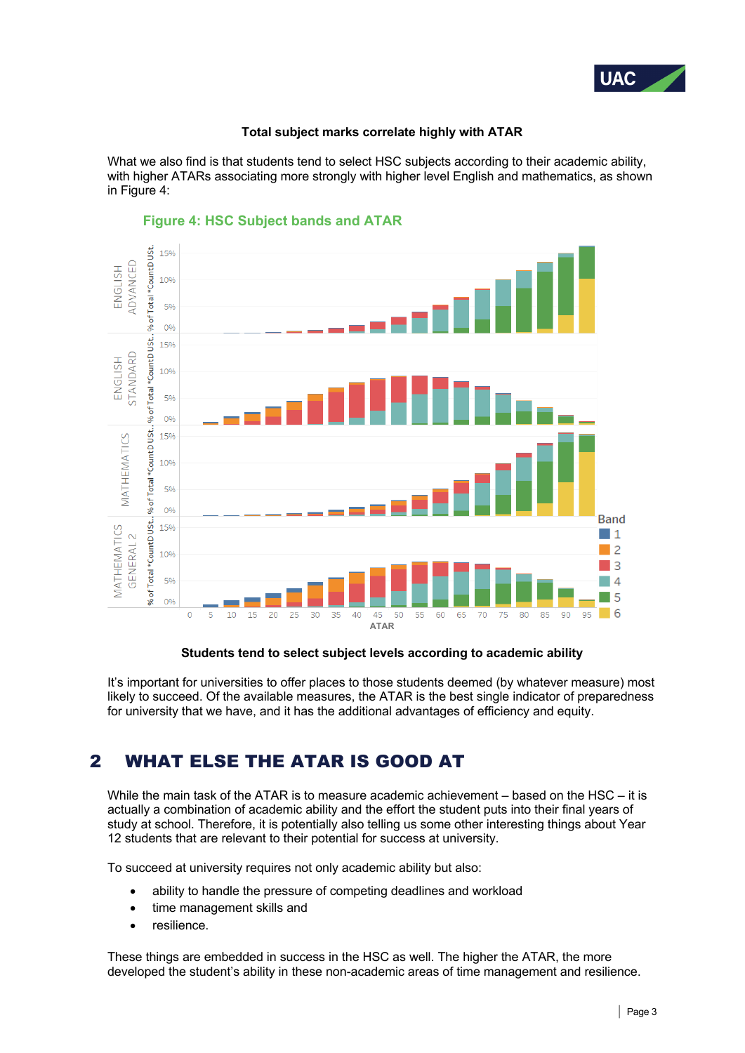**Total subject marks correlate highly with ATAR**

What we also find is that students tend to select HSC subjects according to their academic ability, with higher ATARs associating more strongly with higher level English and mathematics, as shown in Figure 4:

**Figure 4: HSC Subject bands and ATAR**

**Students tend to select subject levels according to academic ability**

It's important for universities to offer places to those students deemed (by whatever measure) most likely to succeed. Of the available measures, the ATAR is the best single indicator of preparedness for university that we have, and it has the additional advantages of efficiency and equity.

## 2 WHAT ELSE THE ATAR IS GOOD AT

While the main task of the ATAR is to measure academic achievement – based on the HSC – it is actually a combination of academic ability and the effort the student puts into their final years of study at school. Therefore, it is potentially also telling us some other interesting things about Year 12 students that are relevant to their potential for success at university.

To succeed at university requires not only academic ability but also:

- ability to handle the pressure of competing deadlines and workload
- time management skills and
- resilience.

These things are embedded in success in the HSC as well. The higher the ATAR, the more developed the student's ability in these non-academic areas of time management and resilience.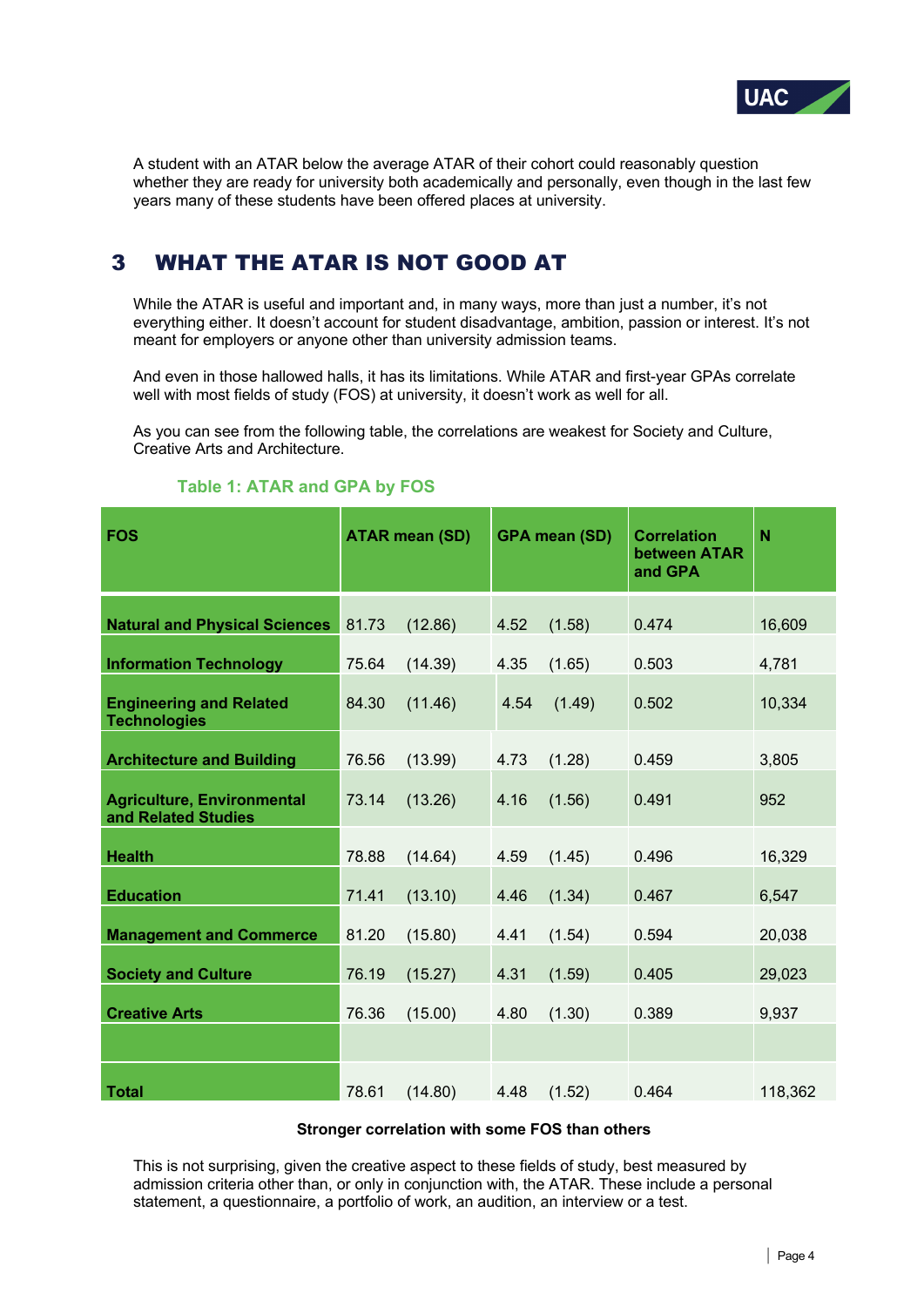A student with an ATAR below the average ATAR of their cohort could reasonably question whether they are ready for university both academically and personally, even though in the last few years many of these students have been offered places at university.

## 3 WHAT THE ATAR IS NOT GOOD AT

While the ATAR is useful and important and, in many ways, more than just a number, it's not everything either. It doesn't account for student disadvantage, ambition, passion or interest. It's not meant for employers or anyone other than university admission teams.

And even in those hallowed halls, it has its limitations. While ATAR and first-year GPAs correlate well with most fields of study (FOS) at university, it doesn't work as well for all.

As you can see from the following table, the correlations are weakest for Society and Culture, Creative Arts and Architecture.

**Table 1: ATAR and GPA by FOS**

| FOS | ATAR mean (SD) | | GPA mean (SD) | | Correlation between ATAR and GPA | N |
|---|---|---|---|---|---|---|
| **Natural and Physical Sciences** | 81.73 | (12.86) | 4.52 | (1.58) | 0.474 | 16,609 |
| **Information Technology** | 75.64 | (14.39) | 4.35 | (1.65) | 0.503 | 4,781 |
| **Engineering and Related Technologies** | 84.30 | (11.46) | 4.54 | (1.49) | 0.502 | 10,334 |
| **Architecture and Building** | 76.56 | (13.99) | 4.73 | (1.28) | 0.459 | 3,805 |
| **Agriculture, Environmental and Related Studies** | 73.14 | (13.26) | 4.16 | (1.56) | 0.491 | 952 |
| **Health** | 78.88 | (14.64) | 4.59 | (1.45) | 0.496 | 16,329 |
| **Education** | 71.41 | (13.10) | 4.46 | (1.34) | 0.467 | 6,547 |
| **Management and Commerce** | 81.20 | (15.80) | 4.41 | (1.54) | 0.594 | 20,038 |
| **Society and Culture** | 76.19 | (15.27) | 4.31 | (1.59) | 0.405 | 29,023 |
| **Creative Arts** | 76.36 | (15.00) | 4.80 | (1.30) | 0.389 | 9,937 |
| | | | | | | |
| **Total** | 78.61 | (14.80) | 4.48 | (1.52) | 0.464 | 118,362 |

**Stronger correlation with some FOS than others**

This is not surprising, given the creative aspect to these fields of study, best measured by admission criteria other than, or only in conjunction with, the ATAR. These include a personal statement, a questionnaire, a portfolio of work, an audition, an interview or a test.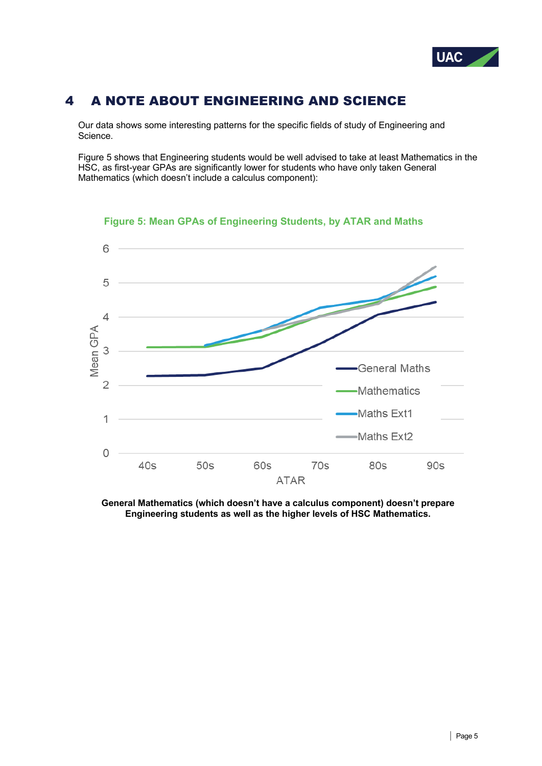# 4 A NOTE ABOUT ENGINEERING AND SCIENCE

Our data shows some interesting patterns for the specific fields of study of Engineering and Science.

Figure 5 shows that Engineering students would be well advised to take at least Mathematics in the HSC, as first-year GPAs are significantly lower for students who have only taken General Mathematics (which doesn't include a calculus component):

**Figure 5: Mean GPAs of Engineering Students, by ATAR and Maths**

**General Mathematics (which doesn't have a calculus component) doesn't prepare Engineering students as well as the higher levels of HSC Mathematics.**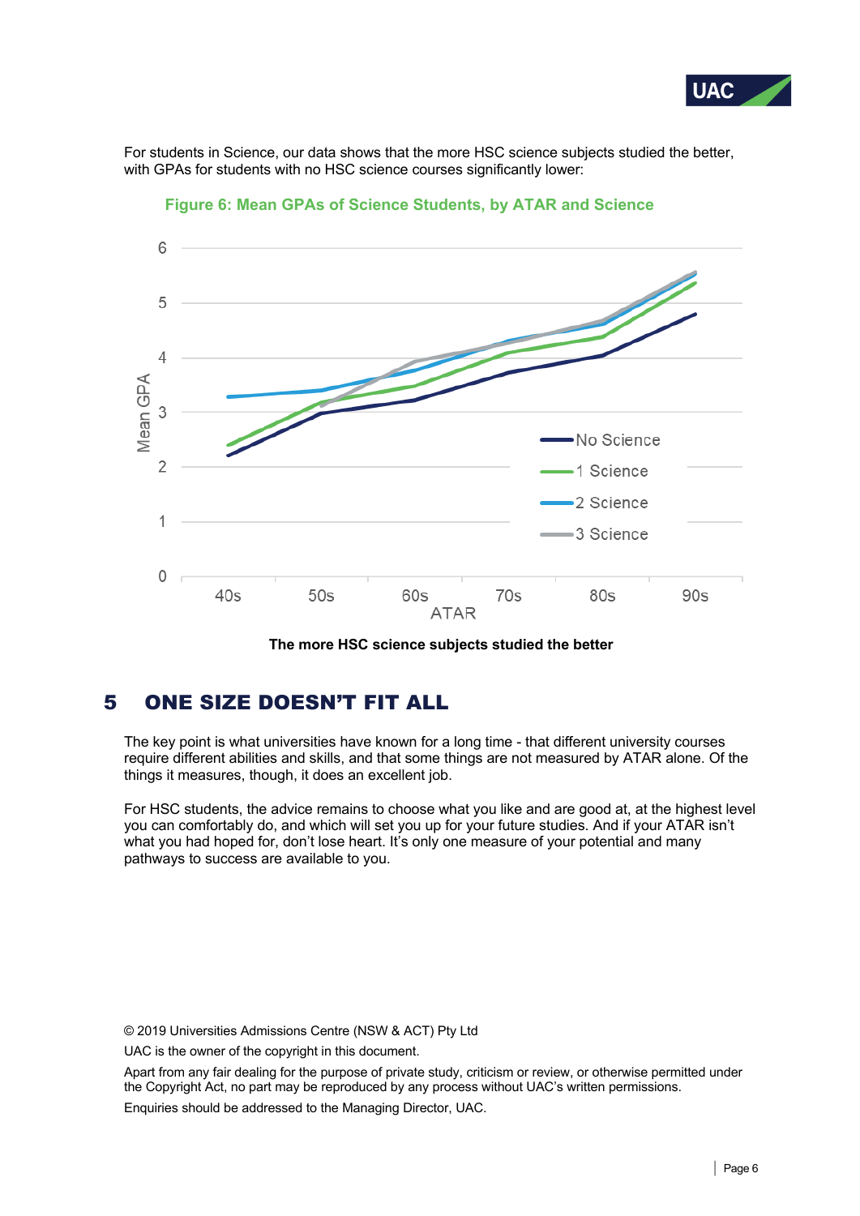For students in Science, our data shows that the more HSC science subjects studied the better, with GPAs for students with no HSC science courses significantly lower:

**Figure 6: Mean GPAs of Science Students, by ATAR and Science**

Mean GPA

6
5
4
3
2
1
0

40s
50s
60s
70s
80s
90s

ATAR

No Science
1 Science
2 Science
3 Science

**The more HSC science subjects studied the better**

## 5 ONE SIZE DOESN'T FIT ALL

The key point is what universities have known for a long time - that different university courses require different abilities and skills, and that some things are not measured by ATAR alone. Of the things it measures, though, it does an excellent job.

For HSC students, the advice remains to choose what you like and are good at, at the highest level you can comfortably do, and which will set you up for your future studies. And if your ATAR isn't what you had hoped for, don't lose heart. It's only one measure of your potential and many pathways to success are available to you.

© 2019 Universities Admissions Centre (NSW & ACT) Pty Ltd

UAC is the owner of the copyright in this document.

Apart from any fair dealing for the purpose of private study, criticism or review, or otherwise permitted under the Copyright Act, no part may be reproduced by any process without UAC's written permissions.

Enquiries should be addressed to the Managing Director, UAC.